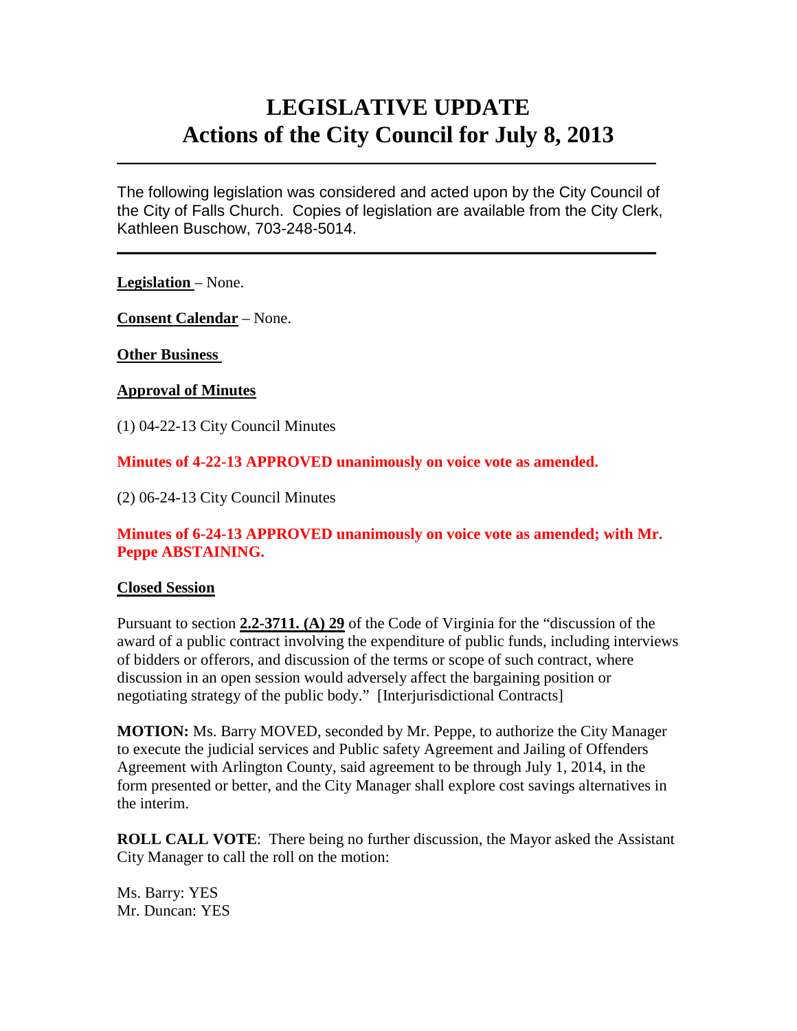# LEGISLATIVE UPDATE
# Actions of the City Council for July 8, 2013

---

The following legislation was considered and acted upon by the City Council of the City of Falls Church. Copies of legislation are available from the City Clerk, Kathleen Buschow, 703-248-5014.

---

**Legislation** – None.

**Consent Calendar** – None.

**Other Business**

**Approval of Minutes**

(1) 04-22-13 City Council Minutes

**Minutes of 4-22-13 APPROVED unanimously on voice vote as amended.**

(2) 06-24-13 City Council Minutes

**Minutes of 6-24-13 APPROVED unanimously on voice vote as amended; with Mr. Peppe ABSTAINING.**

**Closed Session**

Pursuant to section **2.2-3711. (A) 29** of the Code of Virginia for the "discussion of the award of a public contract involving the expenditure of public funds, including interviews of bidders or offerors, and discussion of the terms or scope of such contract, where discussion in an open session would adversely affect the bargaining position or negotiating strategy of the public body." [Interjurisdictional Contracts]

**MOTION:** Ms. Barry MOVED, seconded by Mr. Peppe, to authorize the City Manager to execute the judicial services and Public safety Agreement and Jailing of Offenders Agreement with Arlington County, said agreement to be through July 1, 2014, in the form presented or better, and the City Manager shall explore cost savings alternatives in the interim.

**ROLL CALL VOTE**: There being no further discussion, the Mayor asked the Assistant City Manager to call the roll on the motion:

Ms. Barry: YES
Mr. Duncan: YES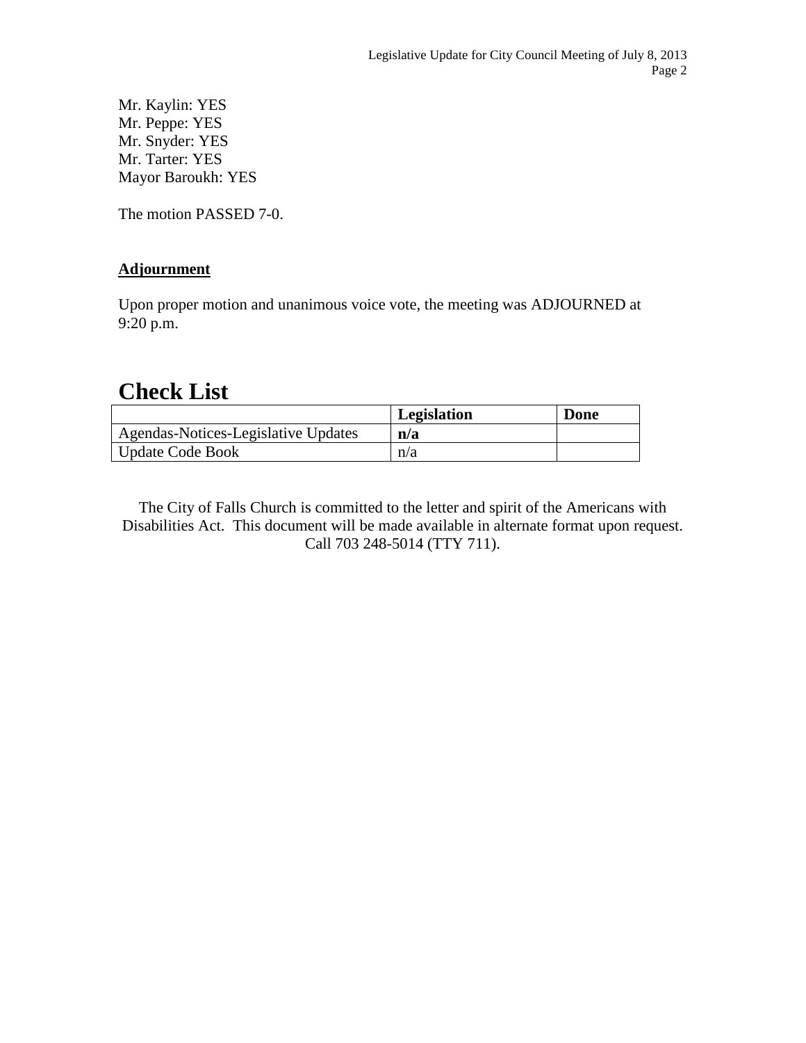Mr. Kaylin: YES
Mr. Peppe: YES
Mr. Snyder: YES
Mr. Tarter: YES
Mayor Baroukh: YES

The motion PASSED 7-0.

**Adjournment**

Upon proper motion and unanimous voice vote, the meeting was ADJOURNED at 9:20 p.m.

# Check List

| | **Legislation** | **Done** |
|---|---|---|
| Agendas-Notices-Legislative Updates | **n/a** | |
| Update Code Book | n/a | |

The City of Falls Church is committed to the letter and spirit of the Americans with Disabilities Act. This document will be made available in alternate format upon request. Call 703 248-5014 (TTY 711).